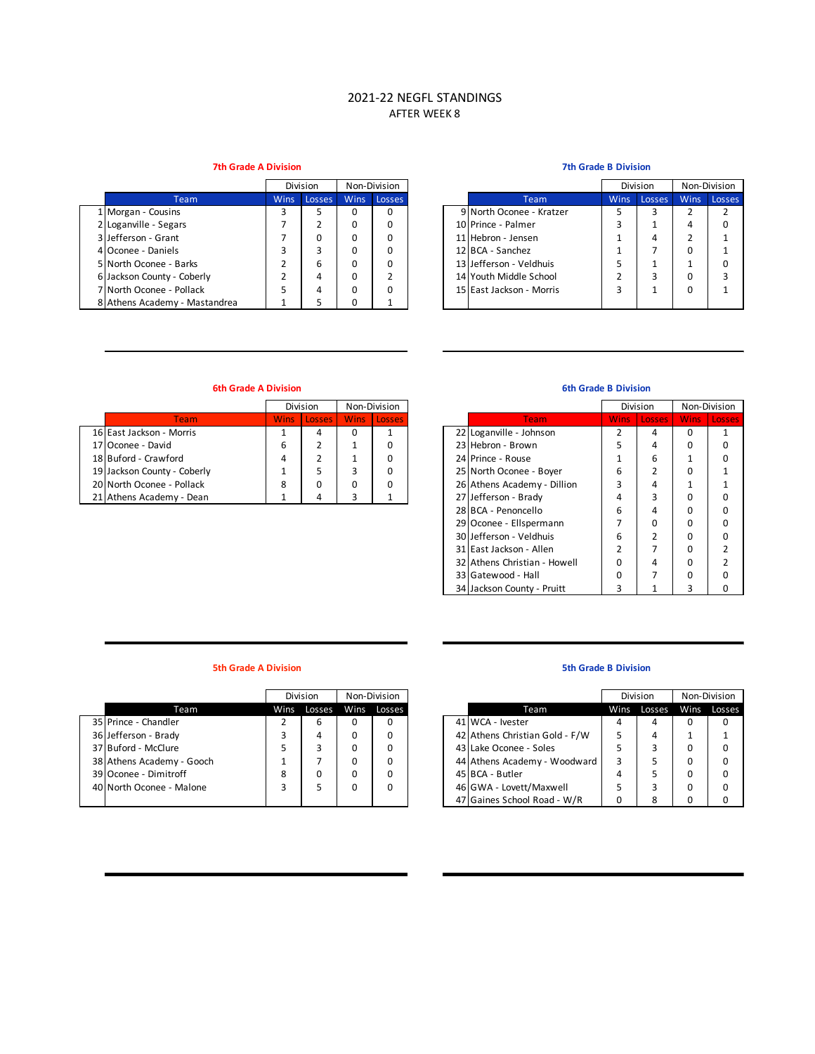# 2021-22 NEGFL STANDINGS

AFTER WEEK 8

## 7th Grade A Division

| # | Team | Division Wins | Division Losses | Non-Division Wins | Non-Division Losses |
|---|---|---|---|---|---|
| 1 | Morgan - Cousins | 3 | 5 | 0 | 0 |
| 2 | Loganville - Segars | 7 | 2 | 0 | 0 |
| 3 | Jefferson - Grant | 7 | 0 | 0 | 0 |
| 4 | Oconee - Daniels | 3 | 3 | 0 | 0 |
| 5 | North Oconee - Barks | 2 | 6 | 0 | 0 |
| 6 | Jackson County - Coberly | 2 | 4 | 0 | 2 |
| 7 | North Oconee - Pollack | 5 | 4 | 0 | 0 |
| 8 | Athens Academy - Mastandrea | 1 | 5 | 0 | 1 |

## 7th Grade B Division

| # | Team | Division Wins | Division Losses | Non-Division Wins | Non-Division Losses |
|---|---|---|---|---|---|
| 9 | North Oconee - Kratzer | 5 | 3 | 2 | 2 |
| 10 | Prince - Palmer | 3 | 1 | 4 | 0 |
| 11 | Hebron - Jensen | 1 | 4 | 2 | 1 |
| 12 | BCA - Sanchez | 1 | 7 | 0 | 1 |
| 13 | Jefferson - Veldhuis | 5 | 1 | 1 | 0 |
| 14 | Youth Middle School | 2 | 3 | 0 | 3 |
| 15 | East Jackson - Morris | 3 | 1 | 0 | 1 |

## 6th Grade A Division

| # | Team | Division Wins | Division Losses | Non-Division Wins | Non-Division Losses |
|---|---|---|---|---|---|
| 16 | East Jackson - Morris | 1 | 4 | 0 | 1 |
| 17 | Oconee - David | 6 | 2 | 1 | 0 |
| 18 | Buford - Crawford | 4 | 2 | 1 | 0 |
| 19 | Jackson County - Coberly | 1 | 5 | 3 | 0 |
| 20 | North Oconee - Pollack | 8 | 0 | 0 | 0 |
| 21 | Athens Academy - Dean | 1 | 4 | 3 | 1 |

## 6th Grade B Division

| # | Team | Division Wins | Division Losses | Non-Division Wins | Non-Division Losses |
|---|---|---|---|---|---|
| 22 | Loganville - Johnson | 2 | 4 | 0 | 1 |
| 23 | Hebron - Brown | 5 | 4 | 0 | 0 |
| 24 | Prince - Rouse | 1 | 6 | 1 | 0 |
| 25 | North Oconee - Boyer | 6 | 2 | 0 | 1 |
| 26 | Athens Academy - Dillion | 3 | 4 | 1 | 1 |
| 27 | Jefferson - Brady | 4 | 3 | 0 | 0 |
| 28 | BCA - Penoncello | 6 | 4 | 0 | 0 |
| 29 | Oconee - Ellspermann | 7 | 0 | 0 | 0 |
| 30 | Jefferson - Veldhuis | 6 | 2 | 0 | 0 |
| 31 | East Jackson - Allen | 2 | 7 | 0 | 2 |
| 32 | Athens Christian - Howell | 0 | 4 | 0 | 2 |
| 33 | Gatewood - Hall | 0 | 7 | 0 | 0 |
| 34 | Jackson County - Pruitt | 3 | 1 | 3 | 0 |

## 5th Grade A Division

| # | Team | Division Wins | Division Losses | Non-Division Wins | Non-Division Losses |
|---|---|---|---|---|---|
| 35 | Prince - Chandler | 2 | 6 | 0 | 0 |
| 36 | Jefferson - Brady | 3 | 4 | 0 | 0 |
| 37 | Buford - McClure | 5 | 3 | 0 | 0 |
| 38 | Athens Academy - Gooch | 1 | 7 | 0 | 0 |
| 39 | Oconee - Dimitroff | 8 | 0 | 0 | 0 |
| 40 | North Oconee - Malone | 3 | 5 | 0 | 0 |

## 5th Grade B Division

| # | Team | Division Wins | Division Losses | Non-Division Wins | Non-Division Losses |
|---|---|---|---|---|---|
| 41 | WCA - Ivester | 4 | 4 | 0 | 0 |
| 42 | Athens Christian Gold - F/W | 5 | 4 | 1 | 1 |
| 43 | Lake Oconee - Soles | 5 | 3 | 0 | 0 |
| 44 | Athens Academy - Woodward | 3 | 5 | 0 | 0 |
| 45 | BCA - Butler | 4 | 5 | 0 | 0 |
| 46 | GWA - Lovett/Maxwell | 5 | 3 | 0 | 0 |
| 47 | Gaines School Road - W/R | 0 | 8 | 0 | 0 |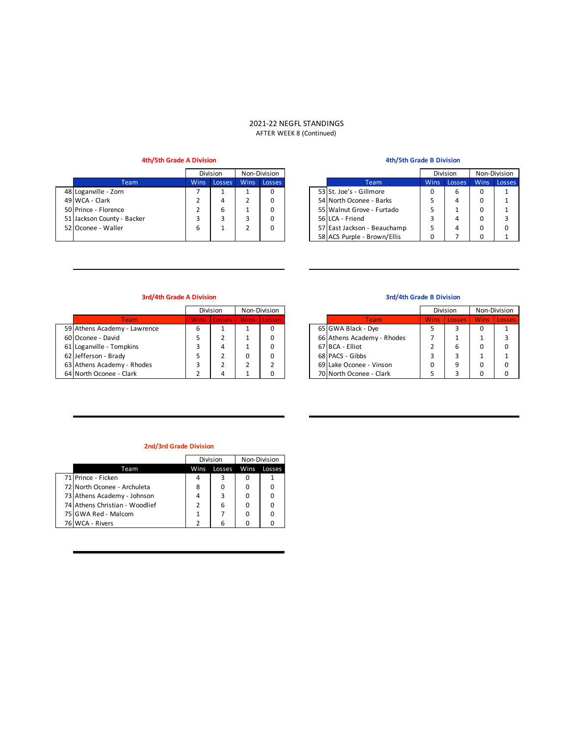# 2021-22 NEGFL STANDINGS

AFTER WEEK 8 (Continued)

## 4th/5th Grade A Division

| | Team | Division Wins | Division Losses | Non-Division Wins | Non-Division Losses |
|---|---|---|---|---|---|
| 48 | Loganville - Zorn | 7 | 1 | 1 | 0 |
| 49 | WCA - Clark | 2 | 4 | 2 | 0 |
| 50 | Prince - Florence | 2 | 6 | 1 | 0 |
| 51 | Jackson County - Backer | 3 | 3 | 3 | 0 |
| 52 | Oconee - Waller | 6 | 1 | 2 | 0 |

## 4th/5th Grade B Division

| | Team | Division Wins | Division Losses | Non-Division Wins | Non-Division Losses |
|---|---|---|---|---|---|
| 53 | St. Joe's - Gillmore | 0 | 6 | 0 | 1 |
| 54 | North Oconee - Barks | 5 | 4 | 0 | 1 |
| 55 | Walnut Grove - Furtado | 5 | 1 | 0 | 1 |
| 56 | LCA - Friend | 3 | 4 | 0 | 3 |
| 57 | East Jackson - Beauchamp | 5 | 4 | 0 | 0 |
| 58 | ACS Purple - Brown/Ellis | 0 | 7 | 0 | 1 |

## 3rd/4th Grade A Division

| | Team | Division Wins | Division Losses | Non-Division Wins | Non-Division Losses |
|---|---|---|---|---|---|
| 59 | Athens Academy - Lawrence | 6 | 1 | 1 | 0 |
| 60 | Oconee - David | 5 | 2 | 1 | 0 |
| 61 | Loganville - Tompkins | 3 | 4 | 1 | 0 |
| 62 | Jefferson - Brady | 5 | 2 | 0 | 0 |
| 63 | Athens Academy - Rhodes | 3 | 2 | 2 | 2 |
| 64 | North Oconee - Clark | 2 | 4 | 1 | 0 |

## 3rd/4th Grade B Division

| | Team | Division Wins | Division Losses | Non-Division Wins | Non-Division Losses |
|---|---|---|---|---|---|
| 65 | GWA Black - Dye | 5 | 3 | 0 | 1 |
| 66 | Athens Academy - Rhodes | 7 | 1 | 1 | 3 |
| 67 | BCA - Elliot | 2 | 6 | 0 | 0 |
| 68 | PACS - Gibbs | 3 | 3 | 1 | 1 |
| 69 | Lake Oconee - Vinson | 0 | 9 | 0 | 0 |
| 70 | North Oconee - Clark | 5 | 3 | 0 | 0 |

## 2nd/3rd Grade Division

| | Team | Division Wins | Division Losses | Non-Division Wins | Non-Division Losses |
|---|---|---|---|---|---|
| 71 | Prince - Ficken | 4 | 3 | 0 | 1 |
| 72 | North Oconee - Archuleta | 8 | 0 | 0 | 0 |
| 73 | Athens Academy - Johnson | 4 | 3 | 0 | 0 |
| 74 | Athens Christian - Woodlief | 2 | 6 | 0 | 0 |
| 75 | GWA Red - Malcom | 1 | 7 | 0 | 0 |
| 76 | WCA - Rivers | 2 | 6 | 0 | 0 |